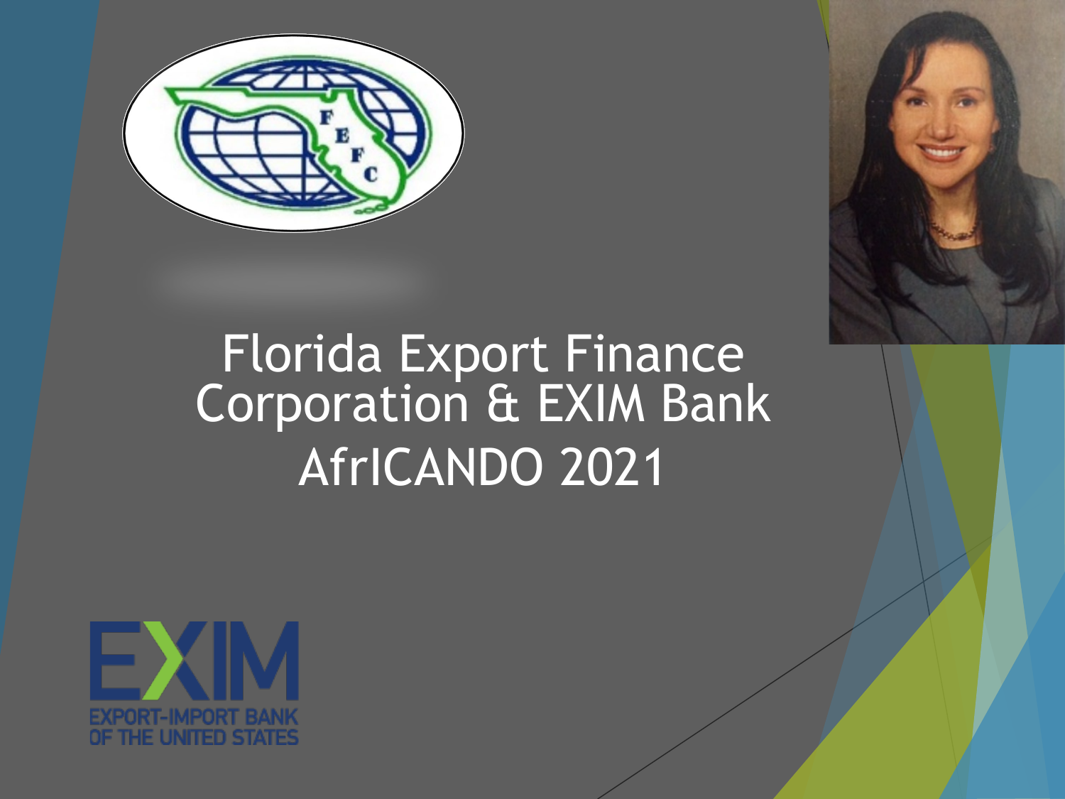# Florida Export Finance Corporation & EXIM Bank

## AfrICANDO 2021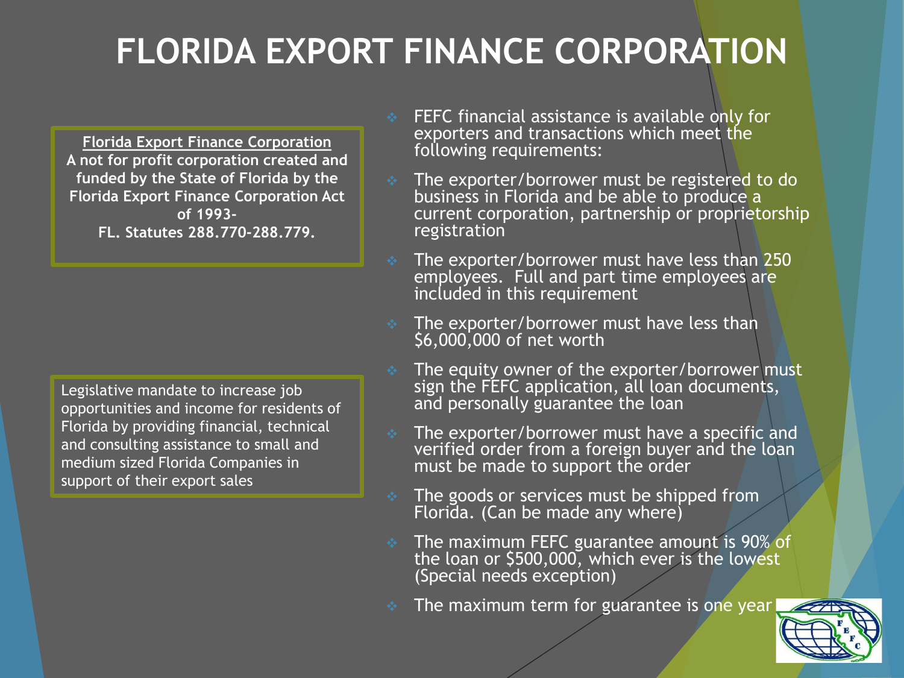# FLORIDA EXPORT FINANCE CORPORATION

**Florida Export Finance Corporation**
**A not for profit corporation created and funded by the State of Florida by the Florida Export Finance Corporation Act of 1993-**
**FL. Statutes 288.770-288.779.**

Legislative mandate to increase job opportunities and income for residents of Florida by providing financial, technical and consulting assistance to small and medium sized Florida Companies in support of their export sales

- FEFC financial assistance is available only for exporters and transactions which meet the following requirements:
- The exporter/borrower must be registered to do business in Florida and be able to produce a current corporation, partnership or proprietorship registration
- The exporter/borrower must have less than 250 employees. Full and part time employees are included in this requirement
- The exporter/borrower must have less than $6,000,000 of net worth
- The equity owner of the exporter/borrower must sign the FEFC application, all loan documents, and personally guarantee the loan
- The exporter/borrower must have a specific and verified order from a foreign buyer and the loan must be made to support the order
- The goods or services must be shipped from Florida. (Can be made any where)
- The maximum FEFC guarantee amount is 90% of the loan or $500,000, which ever is the lowest (Special needs exception)
- The maximum term for guarantee is one year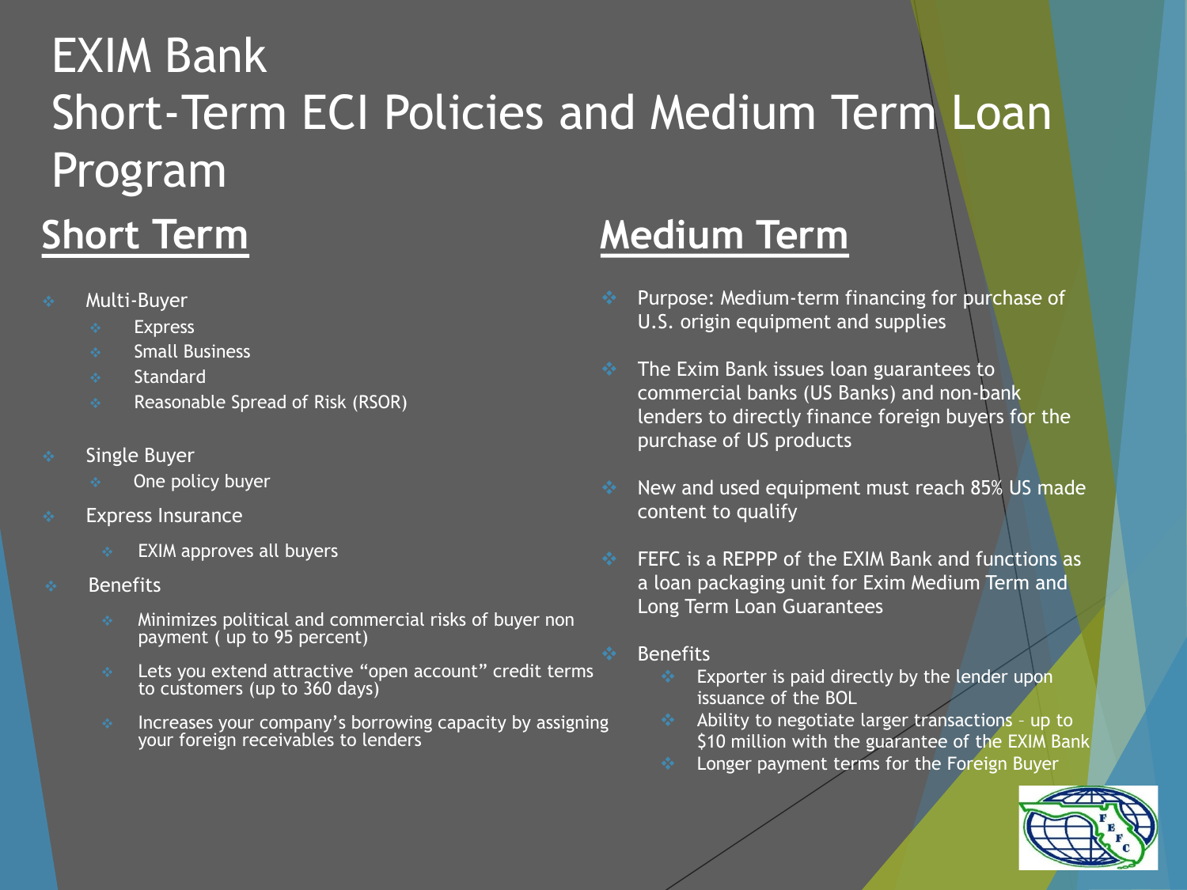# EXIM Bank Short-Term ECI Policies and Medium Term Loan Program

## Short Term

- Multi-Buyer
  - Express
  - Small Business
  - Standard
  - Reasonable Spread of Risk (RSOR)
- Single Buyer
  - One policy buyer
- Express Insurance
  - EXIM approves all buyers
- Benefits
  - Minimizes political and commercial risks of buyer non payment ( up to 95 percent)
  - Lets you extend attractive "open account" credit terms to customers (up to 360 days)
  - Increases your company's borrowing capacity by assigning your foreign receivables to lenders

## Medium Term

- Purpose: Medium-term financing for purchase of U.S. origin equipment and supplies
- The Exim Bank issues loan guarantees to commercial banks (US Banks) and non-bank lenders to directly finance foreign buyers for the purchase of US products
- New and used equipment must reach 85% US made content to qualify
- FEFC is a REPPP of the EXIM Bank and functions as a loan packaging unit for Exim Medium Term and Long Term Loan Guarantees
- Benefits
  - Exporter is paid directly by the lender upon issuance of the BOL
  - Ability to negotiate larger transactions – up to $10 million with the guarantee of the EXIM Bank
  - Longer payment terms for the Foreign Buyer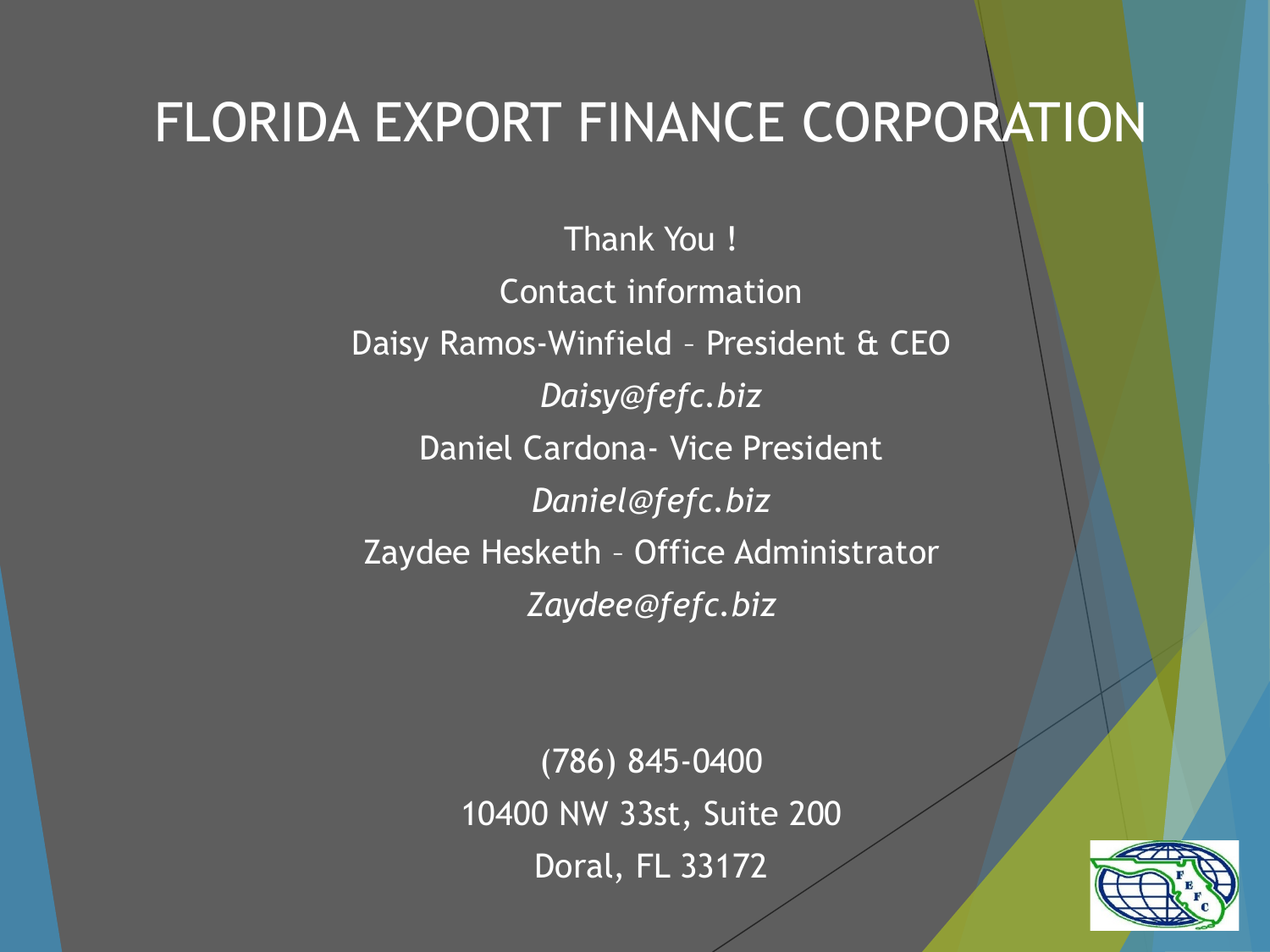# FLORIDA EXPORT FINANCE CORPORATION

Thank You !

Contact information

Daisy Ramos-Winfield – President & CEO

*Daisy@fefc.biz*

Daniel Cardona- Vice President

*Daniel@fefc.biz*

Zaydee Hesketh – Office Administrator

*Zaydee@fefc.biz*

(786) 845-0400

10400 NW 33st, Suite 200

Doral, FL 33172